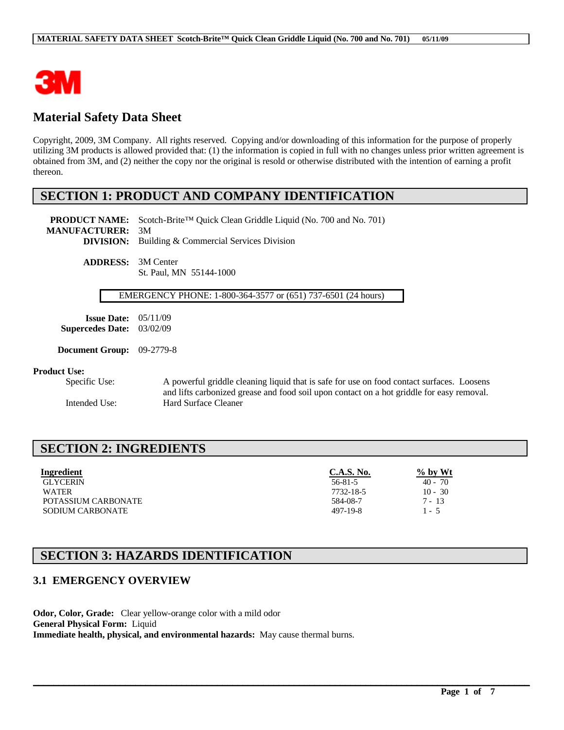# Material Safety Data Sheet

Copyright, 2009, 3M Company. All rights reserved. Copying and/or downloading of this information for the purpose of properly utilizing 3M products is allowed provided that: (1) the information is copied in full with no changes unless prior written agreement is obtained from 3M, and (2) neither the copy nor the original is resold or otherwise distributed with the intention of earning a profit thereon.

## SECTION 1: PRODUCT AND COMPANY IDENTIFICATION

**PRODUCT NAME:** Scotch-Brite™ Quick Clean Griddle Liquid (No. 700 and No. 701)
**MANUFACTURER:** 3M
**DIVISION:** Building & Commercial Services Division

**ADDRESS:** 3M Center
St. Paul, MN 55144-1000

EMERGENCY PHONE: 1-800-364-3577 or (651) 737-6501 (24 hours)

**Issue Date:** 05/11/09
**Supercedes Date:** 03/02/09

**Document Group:** 09-2779-8

**Product Use:**

Specific Use: A powerful griddle cleaning liquid that is safe for use on food contact surfaces. Loosens and lifts carbonized grease and food soil upon contact on a hot griddle for easy removal.

Intended Use: Hard Surface Cleaner

## SECTION 2: INGREDIENTS

| Ingredient | C.A.S. No. | % by Wt |
|---|---|---|
| GLYCERIN | 56-81-5 | 40 - 70 |
| WATER | 7732-18-5 | 10 - 30 |
| POTASSIUM CARBONATE | 584-08-7 | 7 - 13 |
| SODIUM CARBONATE | 497-19-8 | 1 - 5 |

## SECTION 3: HAZARDS IDENTIFICATION

### 3.1 EMERGENCY OVERVIEW

**Odor, Color, Grade:** Clear yellow-orange color with a mild odor
**General Physical Form:** Liquid
**Immediate health, physical, and environmental hazards:** May cause thermal burns.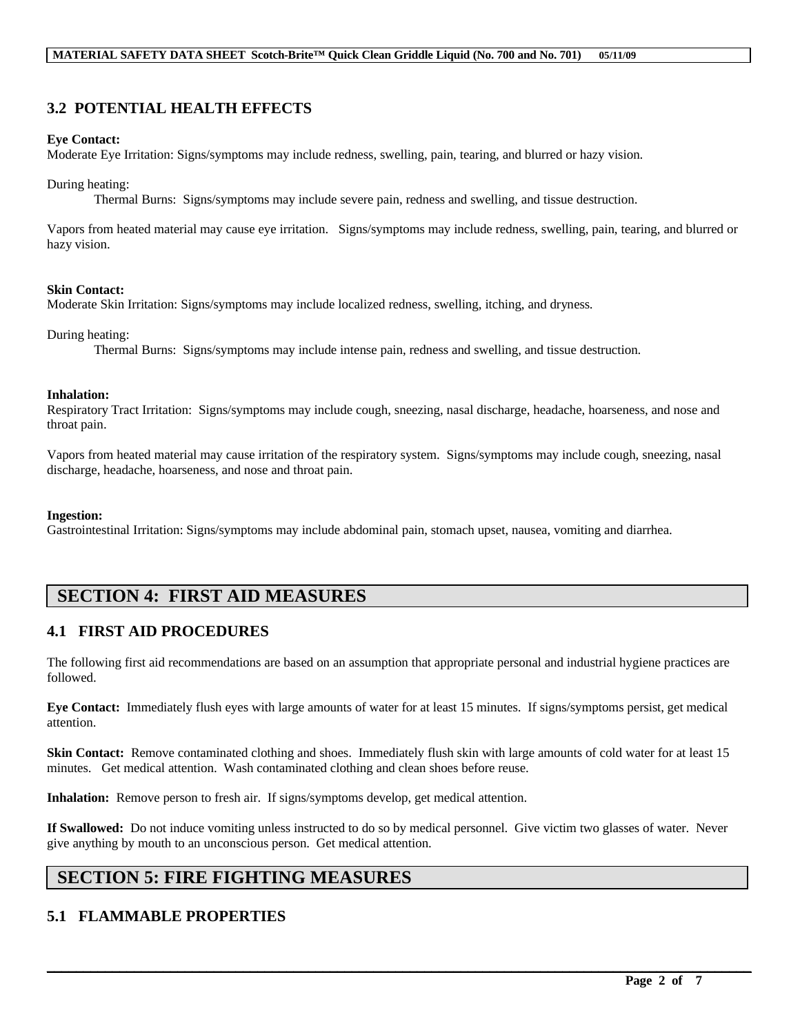### 3.2 POTENTIAL HEALTH EFFECTS

**Eye Contact:**
Moderate Eye Irritation: Signs/symptoms may include redness, swelling, pain, tearing, and blurred or hazy vision.

During heating:

Thermal Burns: Signs/symptoms may include severe pain, redness and swelling, and tissue destruction.

Vapors from heated material may cause eye irritation. Signs/symptoms may include redness, swelling, pain, tearing, and blurred or hazy vision.

**Skin Contact:**
Moderate Skin Irritation: Signs/symptoms may include localized redness, swelling, itching, and dryness.

During heating:

Thermal Burns: Signs/symptoms may include intense pain, redness and swelling, and tissue destruction.

**Inhalation:**
Respiratory Tract Irritation: Signs/symptoms may include cough, sneezing, nasal discharge, headache, hoarseness, and nose and throat pain.

Vapors from heated material may cause irritation of the respiratory system. Signs/symptoms may include cough, sneezing, nasal discharge, headache, hoarseness, and nose and throat pain.

**Ingestion:**
Gastrointestinal Irritation: Signs/symptoms may include abdominal pain, stomach upset, nausea, vomiting and diarrhea.

## SECTION 4: FIRST AID MEASURES

### 4.1 FIRST AID PROCEDURES

The following first aid recommendations are based on an assumption that appropriate personal and industrial hygiene practices are followed.

**Eye Contact:** Immediately flush eyes with large amounts of water for at least 15 minutes. If signs/symptoms persist, get medical attention.

**Skin Contact:** Remove contaminated clothing and shoes. Immediately flush skin with large amounts of cold water for at least 15 minutes. Get medical attention. Wash contaminated clothing and clean shoes before reuse.

**Inhalation:** Remove person to fresh air. If signs/symptoms develop, get medical attention.

**If Swallowed:** Do not induce vomiting unless instructed to do so by medical personnel. Give victim two glasses of water. Never give anything by mouth to an unconscious person. Get medical attention.

## SECTION 5: FIRE FIGHTING MEASURES

### 5.1 FLAMMABLE PROPERTIES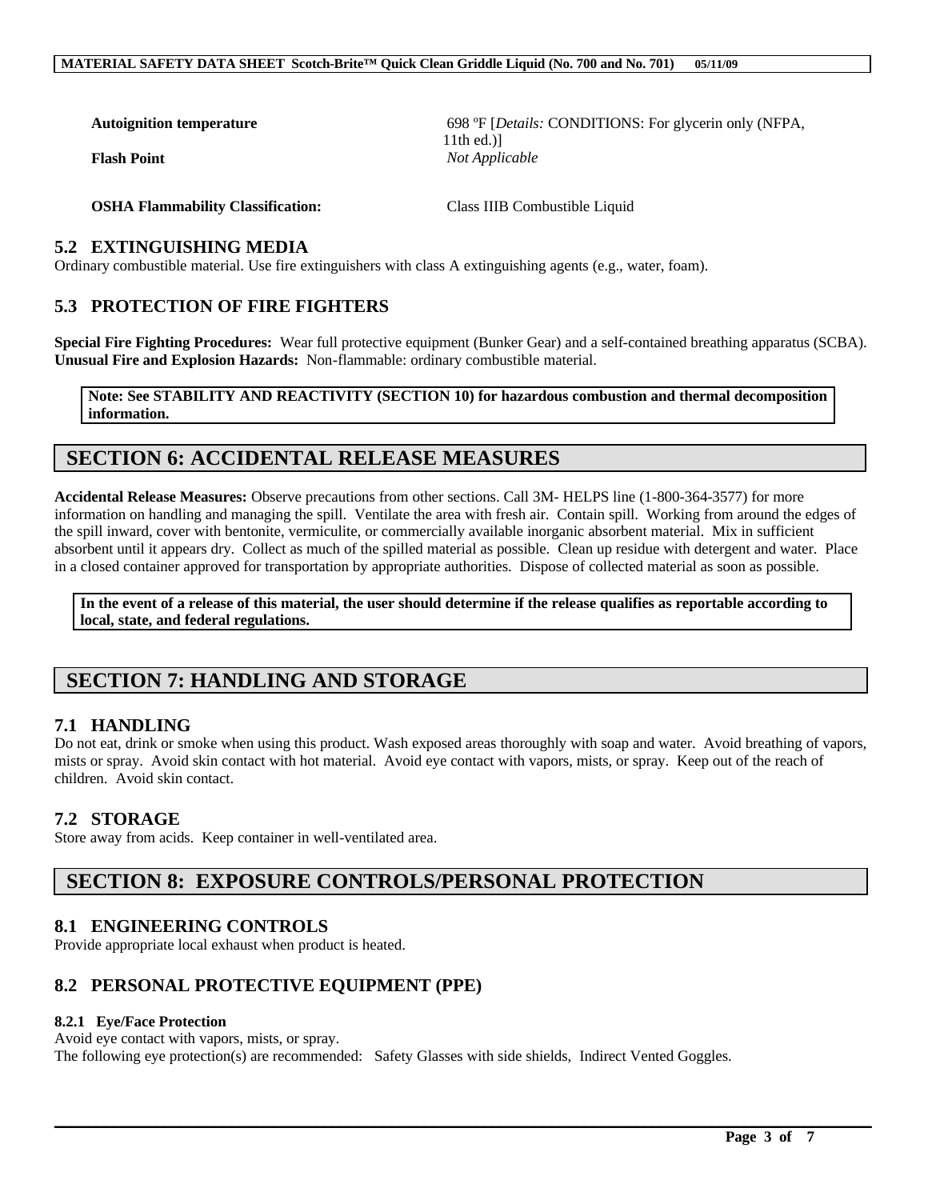| | |
|---|---|
| **Autoignition temperature** | 698 ºF [*Details:* CONDITIONS: For glycerin only (NFPA, 11th ed.)] |
| **Flash Point** | *Not Applicable* |
| **OSHA Flammability Classification:** | Class IIIB Combustible Liquid |

### 5.2 EXTINGUISHING MEDIA

Ordinary combustible material. Use fire extinguishers with class A extinguishing agents (e.g., water, foam).

### 5.3 PROTECTION OF FIRE FIGHTERS

**Special Fire Fighting Procedures:** Wear full protective equipment (Bunker Gear) and a self-contained breathing apparatus (SCBA).
**Unusual Fire and Explosion Hazards:** Non-flammable: ordinary combustible material.

**Note: See STABILITY AND REACTIVITY (SECTION 10) for hazardous combustion and thermal decomposition information.**

## SECTION 6: ACCIDENTAL RELEASE MEASURES

**Accidental Release Measures:** Observe precautions from other sections. Call 3M- HELPS line (1-800-364-3577) for more information on handling and managing the spill. Ventilate the area with fresh air. Contain spill. Working from around the edges of the spill inward, cover with bentonite, vermiculite, or commercially available inorganic absorbent material. Mix in sufficient absorbent until it appears dry. Collect as much of the spilled material as possible. Clean up residue with detergent and water. Place in a closed container approved for transportation by appropriate authorities. Dispose of collected material as soon as possible.

**In the event of a release of this material, the user should determine if the release qualifies as reportable according to local, state, and federal regulations.**

## SECTION 7: HANDLING AND STORAGE

### 7.1 HANDLING

Do not eat, drink or smoke when using this product. Wash exposed areas thoroughly with soap and water. Avoid breathing of vapors, mists or spray. Avoid skin contact with hot material. Avoid eye contact with vapors, mists, or spray. Keep out of the reach of children. Avoid skin contact.

### 7.2 STORAGE

Store away from acids. Keep container in well-ventilated area.

## SECTION 8: EXPOSURE CONTROLS/PERSONAL PROTECTION

### 8.1 ENGINEERING CONTROLS

Provide appropriate local exhaust when product is heated.

### 8.2 PERSONAL PROTECTIVE EQUIPMENT (PPE)

#### 8.2.1 Eye/Face Protection

Avoid eye contact with vapors, mists, or spray.
The following eye protection(s) are recommended: Safety Glasses with side shields, Indirect Vented Goggles.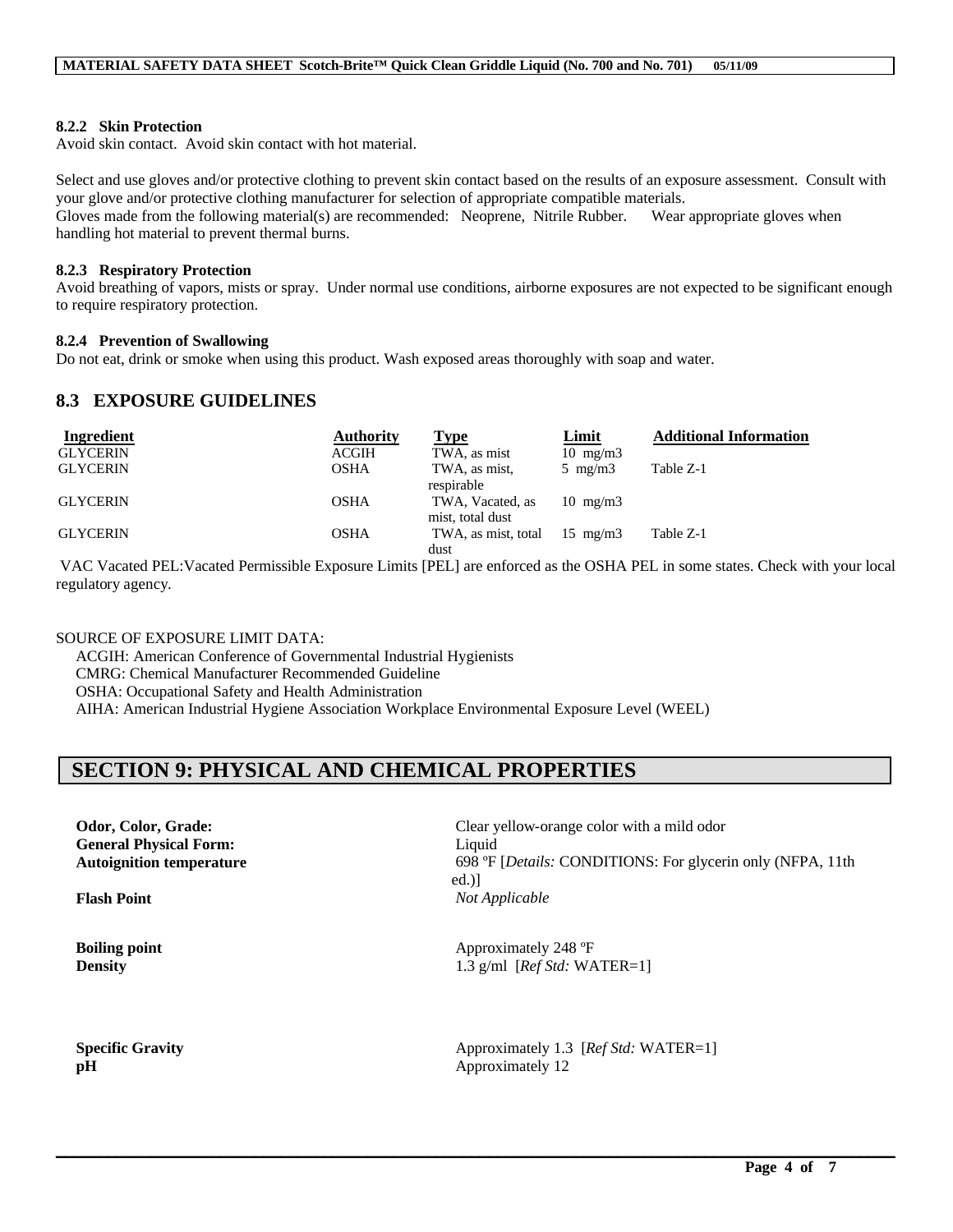#### 8.2.2 Skin Protection

Avoid skin contact. Avoid skin contact with hot material.

Select and use gloves and/or protective clothing to prevent skin contact based on the results of an exposure assessment. Consult with your glove and/or protective clothing manufacturer for selection of appropriate compatible materials.
Gloves made from the following material(s) are recommended: Neoprene, Nitrile Rubber. Wear appropriate gloves when handling hot material to prevent thermal burns.

#### 8.2.3 Respiratory Protection

Avoid breathing of vapors, mists or spray. Under normal use conditions, airborne exposures are not expected to be significant enough to require respiratory protection.

#### 8.2.4 Prevention of Swallowing

Do not eat, drink or smoke when using this product. Wash exposed areas thoroughly with soap and water.

## 8.3 EXPOSURE GUIDELINES

| Ingredient | Authority | Type | Limit | Additional Information |
|---|---|---|---|---|
| GLYCERIN | ACGIH | TWA, as mist | 10 mg/m3 | |
| GLYCERIN | OSHA | TWA, as mist, respirable | 5 mg/m3 | Table Z-1 |
| GLYCERIN | OSHA | TWA, Vacated, as mist, total dust | 10 mg/m3 | |
| GLYCERIN | OSHA | TWA, as mist, total dust | 15 mg/m3 | Table Z-1 |

VAC Vacated PEL:Vacated Permissible Exposure Limits [PEL] are enforced as the OSHA PEL in some states. Check with your local regulatory agency.

SOURCE OF EXPOSURE LIMIT DATA:
ACGIH: American Conference of Governmental Industrial Hygienists
CMRG: Chemical Manufacturer Recommended Guideline
OSHA: Occupational Safety and Health Administration
AIHA: American Industrial Hygiene Association Workplace Environmental Exposure Level (WEEL)

# SECTION 9: PHYSICAL AND CHEMICAL PROPERTIES

| | |
|---|---|
| **Odor, Color, Grade:** | Clear yellow-orange color with a mild odor |
| **General Physical Form:** | Liquid |
| **Autoignition temperature** | 698 ºF [*Details:* CONDITIONS: For glycerin only (NFPA, 11th ed.)] |
| **Flash Point** | *Not Applicable* |
| **Boiling point** | Approximately 248 ºF |
| **Density** | 1.3 g/ml [*Ref Std:* WATER=1] |
| **Specific Gravity** | Approximately 1.3 [*Ref Std:* WATER=1] |
| **pH** | Approximately 12 |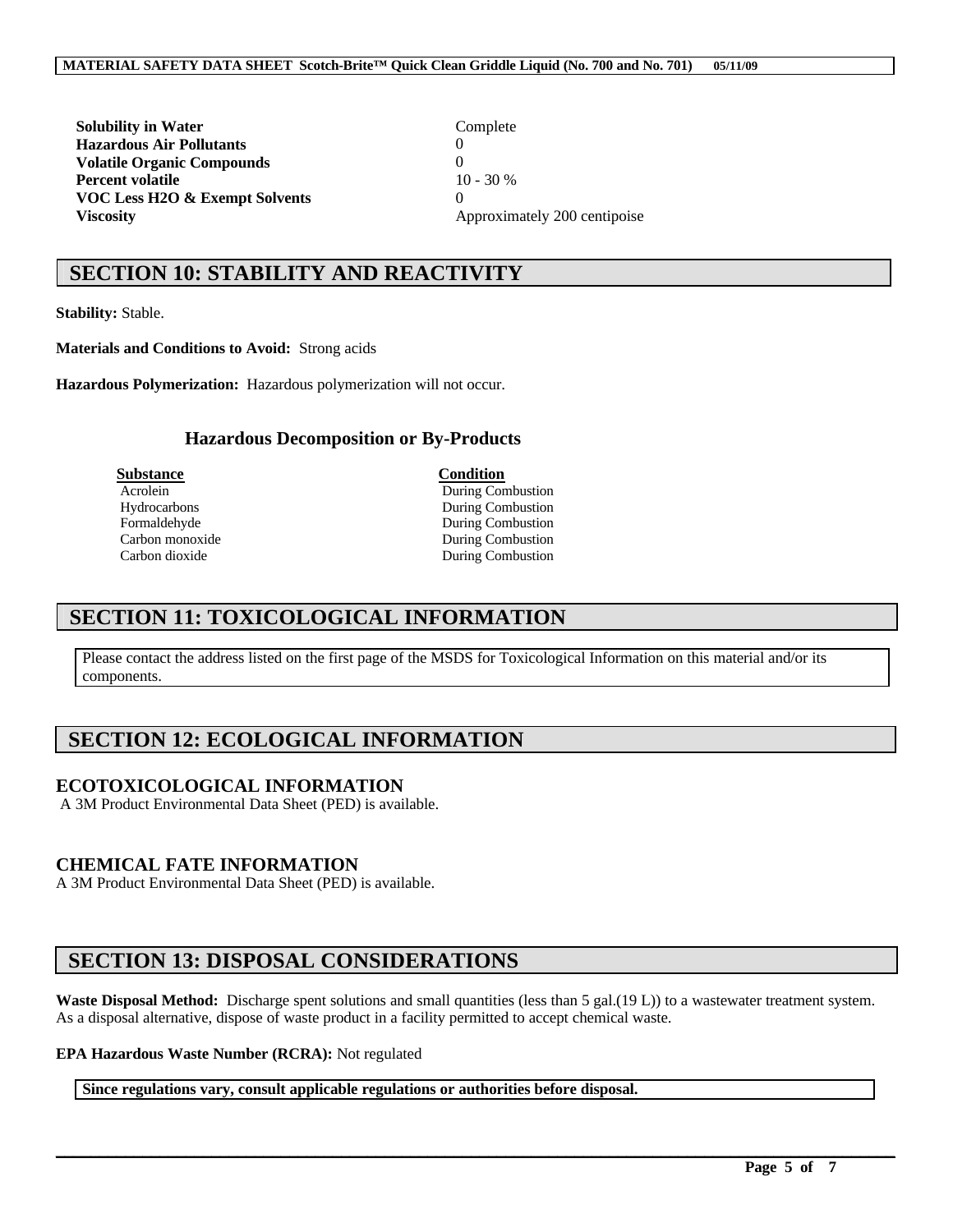| | |
|---|---|
| **Solubility in Water** | Complete |
| **Hazardous Air Pollutants** | 0 |
| **Volatile Organic Compounds** | 0 |
| **Percent volatile** | 10 - 30 % |
| **VOC Less H2O & Exempt Solvents** | 0 |
| **Viscosity** | Approximately 200 centipoise |

## SECTION 10: STABILITY AND REACTIVITY

**Stability:** Stable.

**Materials and Conditions to Avoid:** Strong acids

**Hazardous Polymerization:** Hazardous polymerization will not occur.

### Hazardous Decomposition or By-Products

| Substance | Condition |
|---|---|
| Acrolein | During Combustion |
| Hydrocarbons | During Combustion |
| Formaldehyde | During Combustion |
| Carbon monoxide | During Combustion |
| Carbon dioxide | During Combustion |

## SECTION 11: TOXICOLOGICAL INFORMATION

Please contact the address listed on the first page of the MSDS for Toxicological Information on this material and/or its components.

## SECTION 12: ECOLOGICAL INFORMATION

### ECOTOXICOLOGICAL INFORMATION

A 3M Product Environmental Data Sheet (PED) is available.

### CHEMICAL FATE INFORMATION

A 3M Product Environmental Data Sheet (PED) is available.

## SECTION 13: DISPOSAL CONSIDERATIONS

**Waste Disposal Method:** Discharge spent solutions and small quantities (less than 5 gal.(19 L)) to a wastewater treatment system. As a disposal alternative, dispose of waste product in a facility permitted to accept chemical waste.

**EPA Hazardous Waste Number (RCRA):** Not regulated

**Since regulations vary, consult applicable regulations or authorities before disposal.**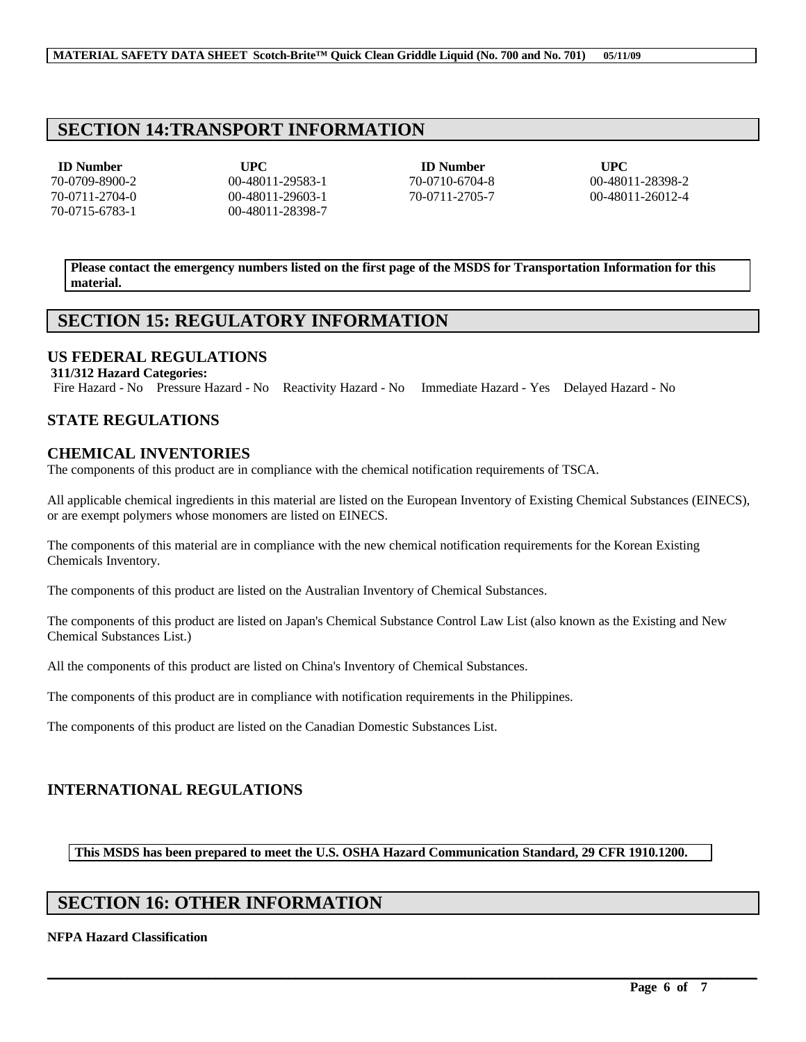## SECTION 14:TRANSPORT INFORMATION

| ID Number | UPC | ID Number | UPC |
|---|---|---|---|
| 70-0709-8900-2 | 00-48011-29583-1 | 70-0710-6704-8 | 00-48011-28398-2 |
| 70-0711-2704-0 | 00-48011-29603-1 | 70-0711-2705-7 | 00-48011-26012-4 |
| 70-0715-6783-1 | 00-48011-28398-7 | | |

**Please contact the emergency numbers listed on the first page of the MSDS for Transportation Information for this material.**

## SECTION 15: REGULATORY INFORMATION

### US FEDERAL REGULATIONS

**311/312 Hazard Categories:**

Fire Hazard - No    Pressure Hazard - No    Reactivity Hazard - No    Immediate Hazard - Yes    Delayed Hazard - No

### STATE REGULATIONS

### CHEMICAL INVENTORIES

The components of this product are in compliance with the chemical notification requirements of TSCA.

All applicable chemical ingredients in this material are listed on the European Inventory of Existing Chemical Substances (EINECS), or are exempt polymers whose monomers are listed on EINECS.

The components of this material are in compliance with the new chemical notification requirements for the Korean Existing Chemicals Inventory.

The components of this product are listed on the Australian Inventory of Chemical Substances.

The components of this product are listed on Japan's Chemical Substance Control Law List (also known as the Existing and New Chemical Substances List.)

All the components of this product are listed on China's Inventory of Chemical Substances.

The components of this product are in compliance with notification requirements in the Philippines.

The components of this product are listed on the Canadian Domestic Substances List.

### INTERNATIONAL REGULATIONS

**This MSDS has been prepared to meet the U.S. OSHA Hazard Communication Standard, 29 CFR 1910.1200.**

## SECTION 16: OTHER INFORMATION

**NFPA Hazard Classification**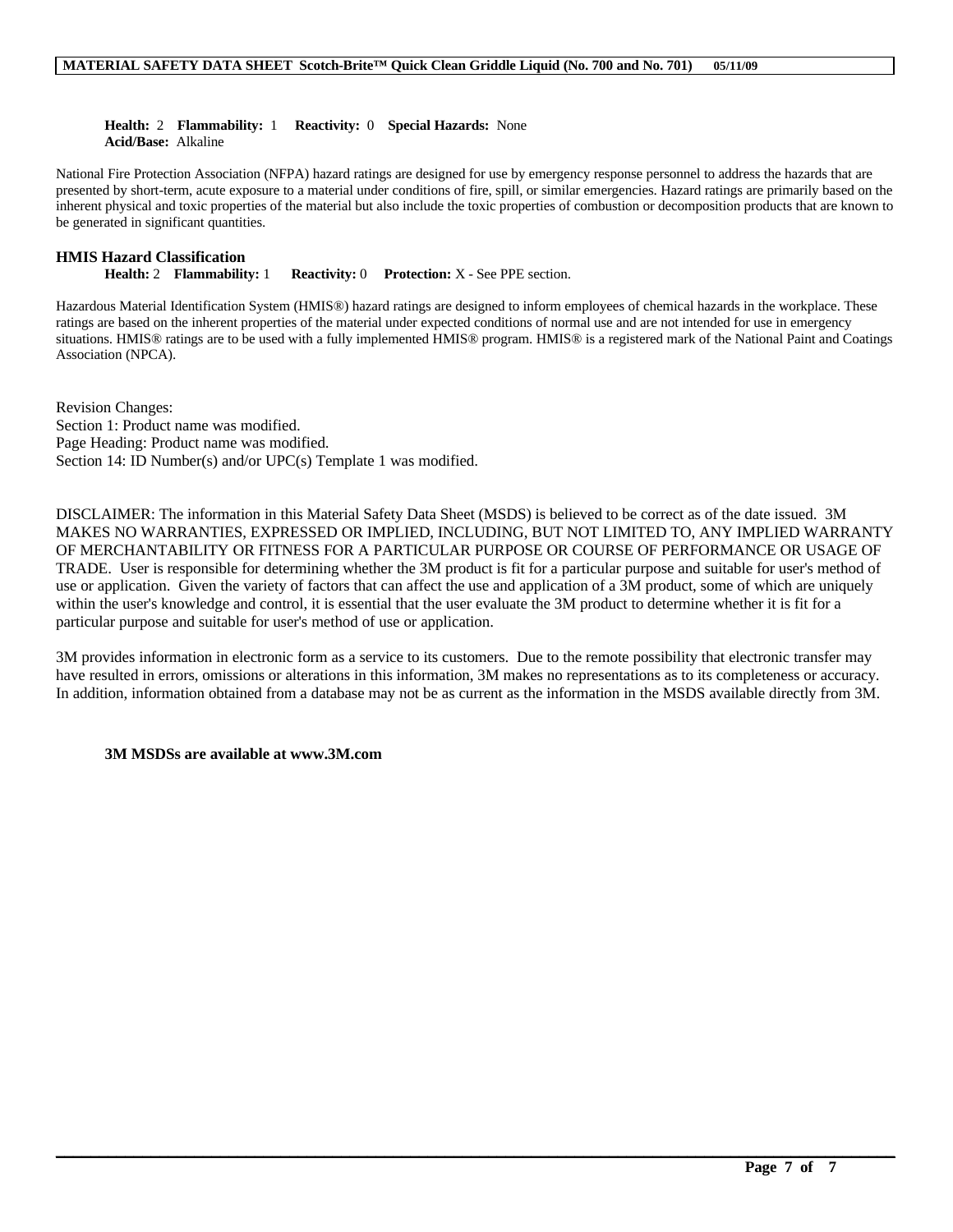**Health:** 2 **Flammability:** 1 **Reactivity:** 0 **Special Hazards:** None
**Acid/Base:** Alkaline

National Fire Protection Association (NFPA) hazard ratings are designed for use by emergency response personnel to address the hazards that are presented by short-term, acute exposure to a material under conditions of fire, spill, or similar emergencies. Hazard ratings are primarily based on the inherent physical and toxic properties of the material but also include the toxic properties of combustion or decomposition products that are known to be generated in significant quantities.

**HMIS Hazard Classification**
**Health:** 2 **Flammability:** 1 **Reactivity:** 0 **Protection:** X - See PPE section.

Hazardous Material Identification System (HMIS®) hazard ratings are designed to inform employees of chemical hazards in the workplace. These ratings are based on the inherent properties of the material under expected conditions of normal use and are not intended for use in emergency situations. HMIS® ratings are to be used with a fully implemented HMIS® program. HMIS® is a registered mark of the National Paint and Coatings Association (NPCA).

Revision Changes:
Section 1: Product name was modified.
Page Heading: Product name was modified.
Section 14: ID Number(s) and/or UPC(s) Template 1 was modified.

DISCLAIMER: The information in this Material Safety Data Sheet (MSDS) is believed to be correct as of the date issued. 3M MAKES NO WARRANTIES, EXPRESSED OR IMPLIED, INCLUDING, BUT NOT LIMITED TO, ANY IMPLIED WARRANTY OF MERCHANTABILITY OR FITNESS FOR A PARTICULAR PURPOSE OR COURSE OF PERFORMANCE OR USAGE OF TRADE. User is responsible for determining whether the 3M product is fit for a particular purpose and suitable for user's method of use or application. Given the variety of factors that can affect the use and application of a 3M product, some of which are uniquely within the user's knowledge and control, it is essential that the user evaluate the 3M product to determine whether it is fit for a particular purpose and suitable for user's method of use or application.

3M provides information in electronic form as a service to its customers. Due to the remote possibility that electronic transfer may have resulted in errors, omissions or alterations in this information, 3M makes no representations as to its completeness or accuracy. In addition, information obtained from a database may not be as current as the information in the MSDS available directly from 3M.

**3M MSDSs are available at www.3M.com**